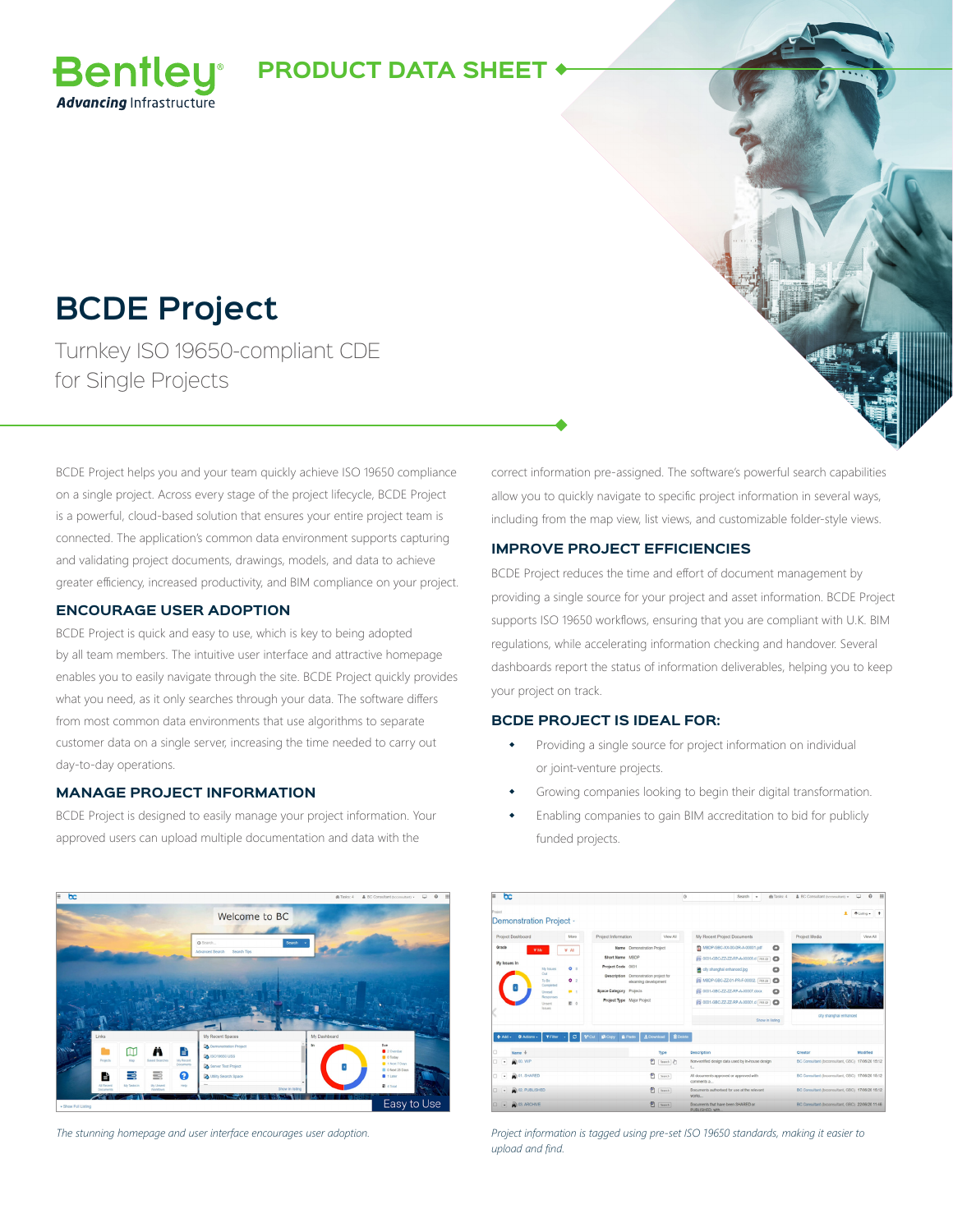PRODUCT DATA SHEET

# BCDE Project

Turnkey ISO 19650-compliant CDE for Single Projects

BCDE Project helps you and your team quickly achieve ISO 19650 compliance on a single project. Across every stage of the project lifecycle, BCDE Project is a powerful, cloud-based solution that ensures your entire project team is connected. The application's common data environment supports capturing and validating project documents, drawings, models, and data to achieve greater efficiency, increased productivity, and BIM compliance on your project.

## ENCOURAGE USER ADOPTION

BCDE Project is quick and easy to use, which is key to being adopted by all team members. The intuitive user interface and attractive homepage enables you to easily navigate through the site. BCDE Project quickly provides what you need, as it only searches through your data. The software differs from most common data environments that use algorithms to separate customer data on a single server, increasing the time needed to carry out day-to-day operations.

## MANAGE PROJECT INFORMATION

BCDE Project is designed to easily manage your project information. Your approved users can upload multiple documentation and data with the correct information pre-assigned. The software's powerful search capabilities allow you to quickly navigate to specific project information in several ways, including from the map view, list views, and customizable folder-style views.

## IMPROVE PROJECT EFFICIENCIES

BCDE Project reduces the time and effort of document management by providing a single source for your project and asset information. BCDE Project supports ISO 19650 workflows, ensuring that you are compliant with U.K. BIM regulations, while accelerating information checking and handover. Several dashboards report the status of information deliverables, helping you to keep your project on track.

## BCDE PROJECT IS IDEAL FOR:

- Providing a single source for project information on individual or joint-venture projects.
- Growing companies looking to begin their digital transformation.
- Enabling companies to gain BIM accreditation to bid for publicly funded projects.

*The stunning homepage and user interface encourages user adoption.*

*Project information is tagged using pre-set ISO 19650 standards, making it easier to upload and find.*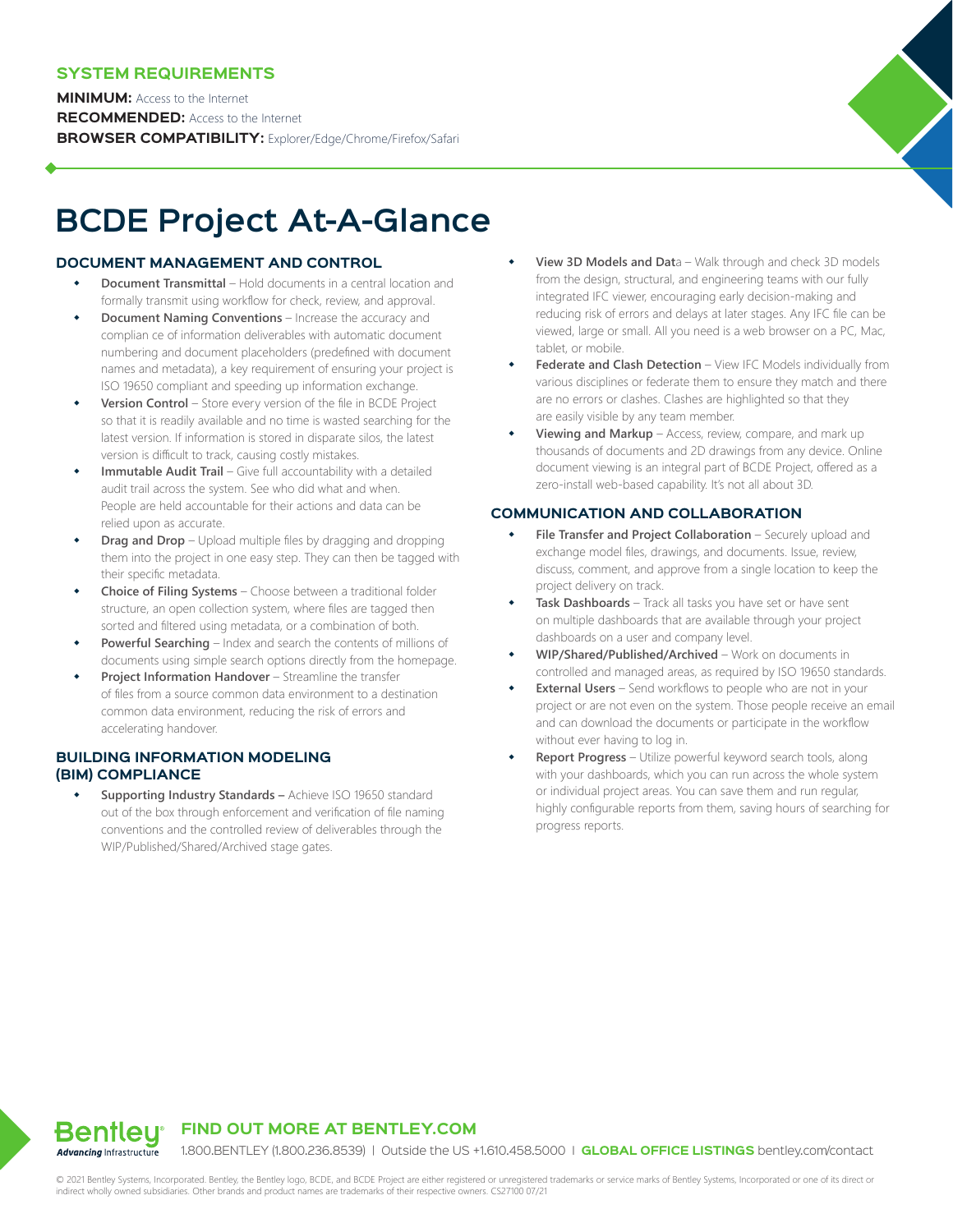## SYSTEM REQUIREMENTS

**MINIMUM:** Access to the Internet
**RECOMMENDED:** Access to the Internet
**BROWSER COMPATIBILITY:** Explorer/Edge/Chrome/Firefox/Safari

# BCDE Project At-A-Glance

### DOCUMENT MANAGEMENT AND CONTROL

- **Document Transmittal** – Hold documents in a central location and formally transmit using workflow for check, review, and approval.
- **Document Naming Conventions** – Increase the accuracy and complian ce of information deliverables with automatic document numbering and document placeholders (predefined with document names and metadata), a key requirement of ensuring your project is ISO 19650 compliant and speeding up information exchange.
- **Version Control** – Store every version of the file in BCDE Project so that it is readily available and no time is wasted searching for the latest version. If information is stored in disparate silos, the latest version is difficult to track, causing costly mistakes.
- **Immutable Audit Trail** – Give full accountability with a detailed audit trail across the system. See who did what and when. People are held accountable for their actions and data can be relied upon as accurate.
- **Drag and Drop** – Upload multiple files by dragging and dropping them into the project in one easy step. They can then be tagged with their specific metadata.
- **Choice of Filing Systems** – Choose between a traditional folder structure, an open collection system, where files are tagged then sorted and filtered using metadata, or a combination of both.
- **Powerful Searching** – Index and search the contents of millions of documents using simple search options directly from the homepage.
- **Project Information Handover** – Streamline the transfer of files from a source common data environment to a destination common data environment, reducing the risk of errors and accelerating handover.

### BUILDING INFORMATION MODELING (BIM) COMPLIANCE

- **Supporting Industry Standards –** Achieve ISO 19650 standard out of the box through enforcement and verification of file naming conventions and the controlled review of deliverables through the WIP/Published/Shared/Archived stage gates.
- **View 3D Models and Dat**a – Walk through and check 3D models from the design, structural, and engineering teams with our fully integrated IFC viewer, encouraging early decision-making and reducing risk of errors and delays at later stages. Any IFC file can be viewed, large or small. All you need is a web browser on a PC, Mac, tablet, or mobile.
- **Federate and Clash Detection** – View IFC Models individually from various disciplines or federate them to ensure they match and there are no errors or clashes. Clashes are highlighted so that they are easily visible by any team member.
- **Viewing and Markup** – Access, review, compare, and mark up thousands of documents and 2D drawings from any device. Online document viewing is an integral part of BCDE Project, offered as a zero-install web-based capability. It's not all about 3D.

### COMMUNICATION AND COLLABORATION

- **File Transfer and Project Collaboration** – Securely upload and exchange model files, drawings, and documents. Issue, review, discuss, comment, and approve from a single location to keep the project delivery on track.
- **Task Dashboards** – Track all tasks you have set or have sent on multiple dashboards that are available through your project dashboards on a user and company level.
- **WIP/Shared/Published/Archived** – Work on documents in controlled and managed areas, as required by ISO 19650 standards.
- **External Users** – Send workflows to people who are not in your project or are not even on the system. Those people receive an email and can download the documents or participate in the workflow without ever having to log in.
- **Report Progress** – Utilize powerful keyword search tools, along with your dashboards, which you can run across the whole system or individual project areas. You can save them and run regular, highly configurable reports from them, saving hours of searching for progress reports.

**Bentley®** *Advancing* Infrastructure

**FIND OUT MORE AT BENTLEY.COM**

1.800.BENTLEY (1.800.236.8539) | Outside the US +1.610.458.5000 | **GLOBAL OFFICE LISTINGS** bentley.com/contact

© 2021 Bentley Systems, Incorporated. Bentley, the Bentley logo, BCDE, and BCDE Project are either registered or unregistered trademarks or service marks of Bentley Systems, Incorporated or one of its direct or indirect wholly owned subsidiaries. Other brands and product names are trademarks of their respective owners. CS27100 07/21